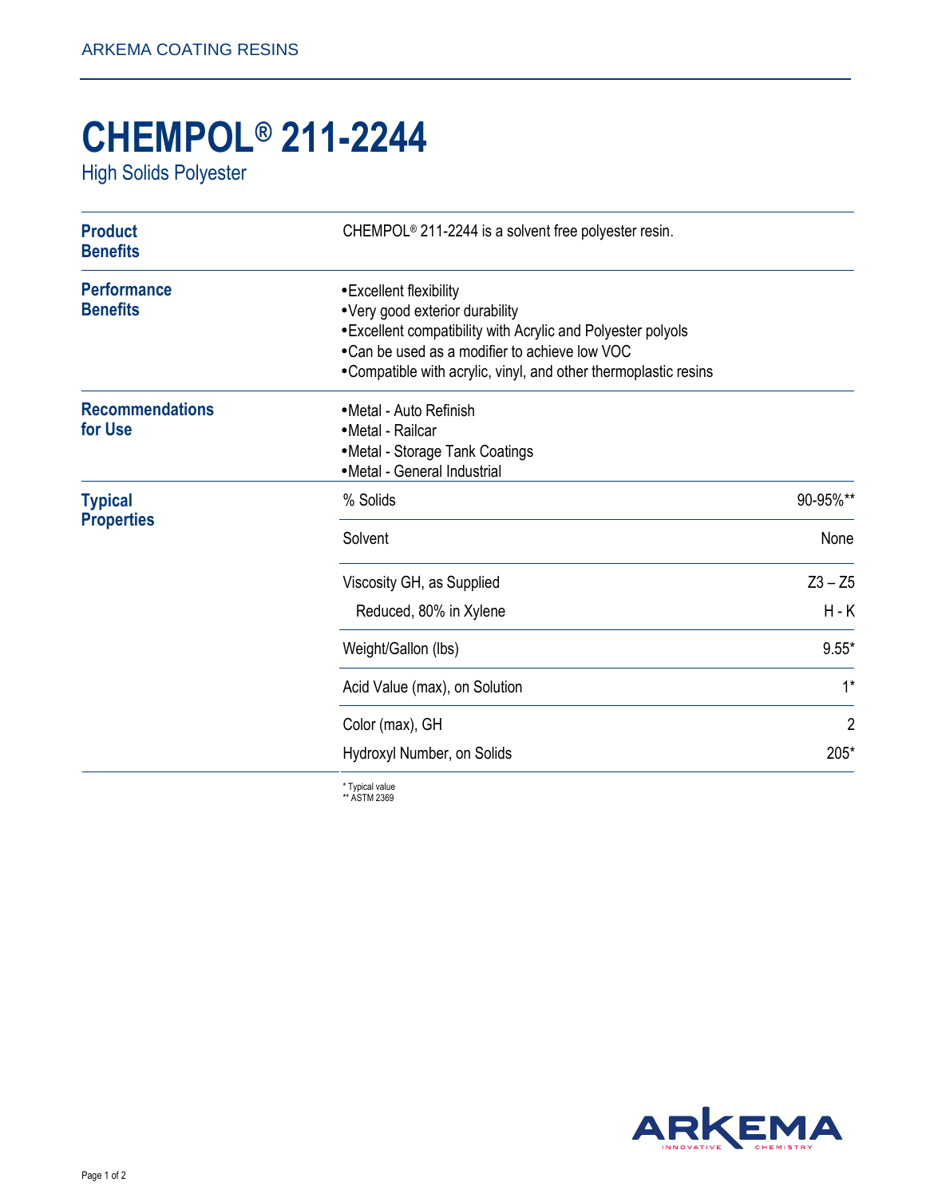ARKEMA COATING RESINS

# CHEMPOL® 211-2244

High Solids Polyester

## Product Benefits

CHEMPOL® 211-2244 is a solvent free polyester resin.

## Performance Benefits

- Excellent flexibility
- Very good exterior durability
- Excellent compatibility with Acrylic and Polyester polyols
- Can be used as a modifier to achieve low VOC
- Compatible with acrylic, vinyl, and other thermoplastic resins

## Recommendations for Use

- Metal - Auto Refinish
- Metal - Railcar
- Metal - Storage Tank Coatings
- Metal - General Industrial

## Typical Properties

| Property | Value |
|---|---|
| % Solids | 90-95%** |
| Solvent | None |
| Viscosity GH, as Supplied | Z3 – Z5 |
| Reduced, 80% in Xylene | H - K |
| Weight/Gallon (lbs) | 9.55* |
| Acid Value (max), on Solution | 1* |
| Color (max), GH | 2 |
| Hydroxyl Number, on Solids | 205* |

\* Typical value
** ASTM 2369

ARKEMA INNOVATIVE CHEMISTRY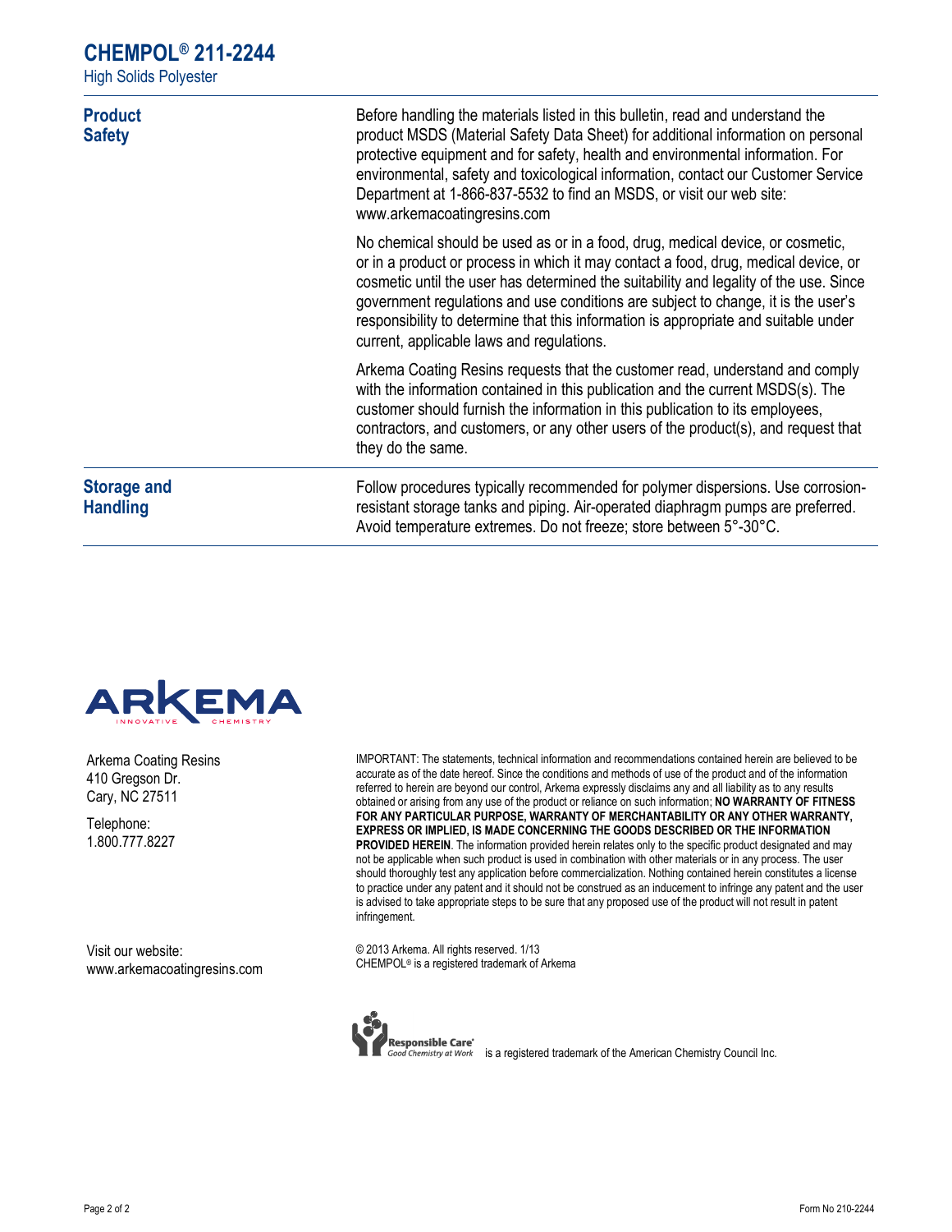# CHEMPOL® 211-2244

High Solids Polyester

## Product Safety

Before handling the materials listed in this bulletin, read and understand the product MSDS (Material Safety Data Sheet) for additional information on personal protective equipment and for safety, health and environmental information. For environmental, safety and toxicological information, contact our Customer Service Department at 1-866-837-5532 to find an MSDS, or visit our web site: www.arkemacoatingresins.com

No chemical should be used as or in a food, drug, medical device, or cosmetic, or in a product or process in which it may contact a food, drug, medical device, or cosmetic until the user has determined the suitability and legality of the use. Since government regulations and use conditions are subject to change, it is the user's responsibility to determine that this information is appropriate and suitable under current, applicable laws and regulations.

Arkema Coating Resins requests that the customer read, understand and comply with the information contained in this publication and the current MSDS(s). The customer should furnish the information in this publication to its employees, contractors, and customers, or any other users of the product(s), and request that they do the same.

## Storage and Handling

Follow procedures typically recommended for polymer dispersions. Use corrosion-resistant storage tanks and piping. Air-operated diaphragm pumps are preferred. Avoid temperature extremes. Do not freeze; store between 5°-30°C.

ARKEMA
INNOVATIVE CHEMISTRY

Arkema Coating Resins
410 Gregson Dr.
Cary, NC 27511

Telephone:
1.800.777.8227

Visit our website:
www.arkemacoatingresins.com

IMPORTANT: The statements, technical information and recommendations contained herein are believed to be accurate as of the date hereof. Since the conditions and methods of use of the product and of the information referred to herein are beyond our control, Arkema expressly disclaims any and all liability as to any results obtained or arising from any use of the product or reliance on such information; **NO WARRANTY OF FITNESS FOR ANY PARTICULAR PURPOSE, WARRANTY OF MERCHANTABILITY OR ANY OTHER WARRANTY, EXPRESS OR IMPLIED, IS MADE CONCERNING THE GOODS DESCRIBED OR THE INFORMATION PROVIDED HEREIN**. The information provided herein relates only to the specific product designated and may not be applicable when such product is used in combination with other materials or in any process. The user should thoroughly test any application before commercialization. Nothing contained herein constitutes a license to practice under any patent and it should not be construed as an inducement to infringe any patent and the user is advised to take appropriate steps to be sure that any proposed use of the product will not result in patent infringement.

© 2013 Arkema. All rights reserved. 1/13
CHEMPOL® is a registered trademark of Arkema

Responsible Care® Good Chemistry at Work is a registered trademark of the American Chemistry Council Inc.

Form No 210-2244